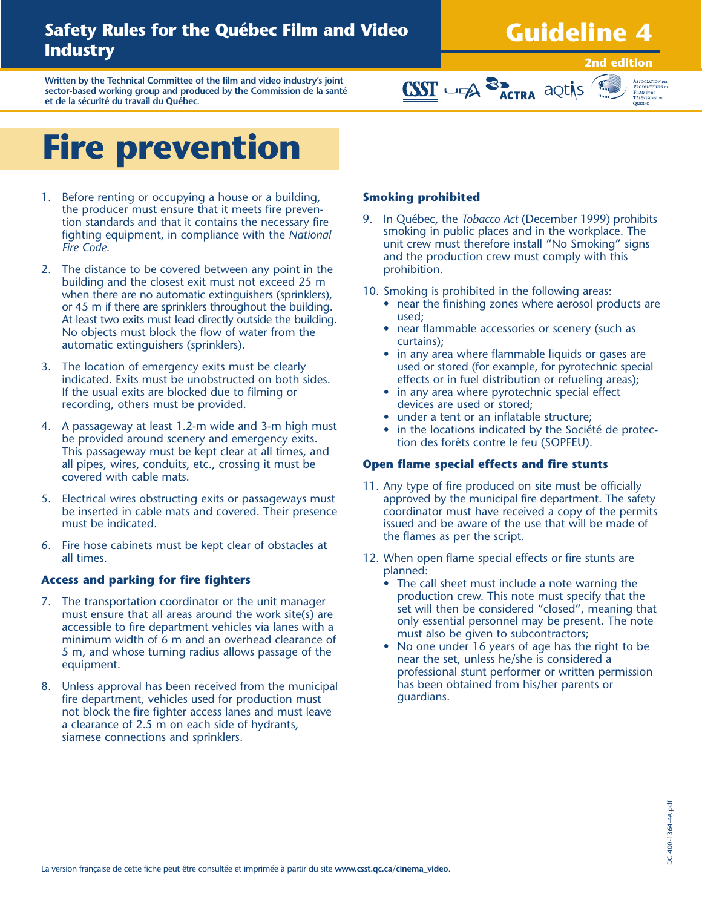# Safety Rules for the Québec Film and Video Industry

## Guideline 4

**2nd edition**

**Written by the Technical Committee of the film and video industry's joint sector-based working group and produced by the Commission de la santé et de la sécurité du travail du Québec.**

# Fire prevention

1. Before renting or occupying a house or a building, the producer must ensure that it meets fire prevention standards and that it contains the necessary fire fighting equipment, in compliance with the *National Fire Code*.

2. The distance to be covered between any point in the building and the closest exit must not exceed 25 m when there are no automatic extinguishers (sprinklers), or 45 m if there are sprinklers throughout the building. At least two exits must lead directly outside the building. No objects must block the flow of water from the automatic extinguishers (sprinklers).

3. The location of emergency exits must be clearly indicated. Exits must be unobstructed on both sides. If the usual exits are blocked due to filming or recording, others must be provided.

4. A passageway at least 1.2-m wide and 3-m high must be provided around scenery and emergency exits. This passageway must be kept clear at all times, and all pipes, wires, conduits, etc., crossing it must be covered with cable mats.

5. Electrical wires obstructing exits or passageways must be inserted in cable mats and covered. Their presence must be indicated.

6. Fire hose cabinets must be kept clear of obstacles at all times.

### Access and parking for fire fighters

7. The transportation coordinator or the unit manager must ensure that all areas around the work site(s) are accessible to fire department vehicles via lanes with a minimum width of 6 m and an overhead clearance of 5 m, and whose turning radius allows passage of the equipment.

8. Unless approval has been received from the municipal fire department, vehicles used for production must not block the fire fighter access lanes and must leave a clearance of 2.5 m on each side of hydrants, siamese connections and sprinklers.

### Smoking prohibited

9. In Québec, the *Tobacco Act* (December 1999) prohibits smoking in public places and in the workplace. The unit crew must therefore install "No Smoking" signs and the production crew must comply with this prohibition.

10. Smoking is prohibited in the following areas:
    - near the finishing zones where aerosol products are used;
    - near flammable accessories or scenery (such as curtains);
    - in any area where flammable liquids or gases are used or stored (for example, for pyrotechnic special effects or in fuel distribution or refueling areas);
    - in any area where pyrotechnic special effect devices are used or stored;
    - under a tent or an inflatable structure;
    - in the locations indicated by the Société de protection des forêts contre le feu (SOPFEU).

### Open flame special effects and fire stunts

11. Any type of fire produced on site must be officially approved by the municipal fire department. The safety coordinator must have received a copy of the permits issued and be aware of the use that will be made of the flames as per the script.

12. When open flame special effects or fire stunts are planned:
    - The call sheet must include a note warning the production crew. This note must specify that the set will then be considered "closed", meaning that only essential personnel may be present. The note must also be given to subcontractors;
    - No one under 16 years of age has the right to be near the set, unless he/she is considered a professional stunt performer or written permission has been obtained from his/her parents or guardians.

La version française de cette fiche peut être consultée et imprimée à partir du site **www.csst.qc.ca/cinema_video**.

DC 400-1364-4A.pdf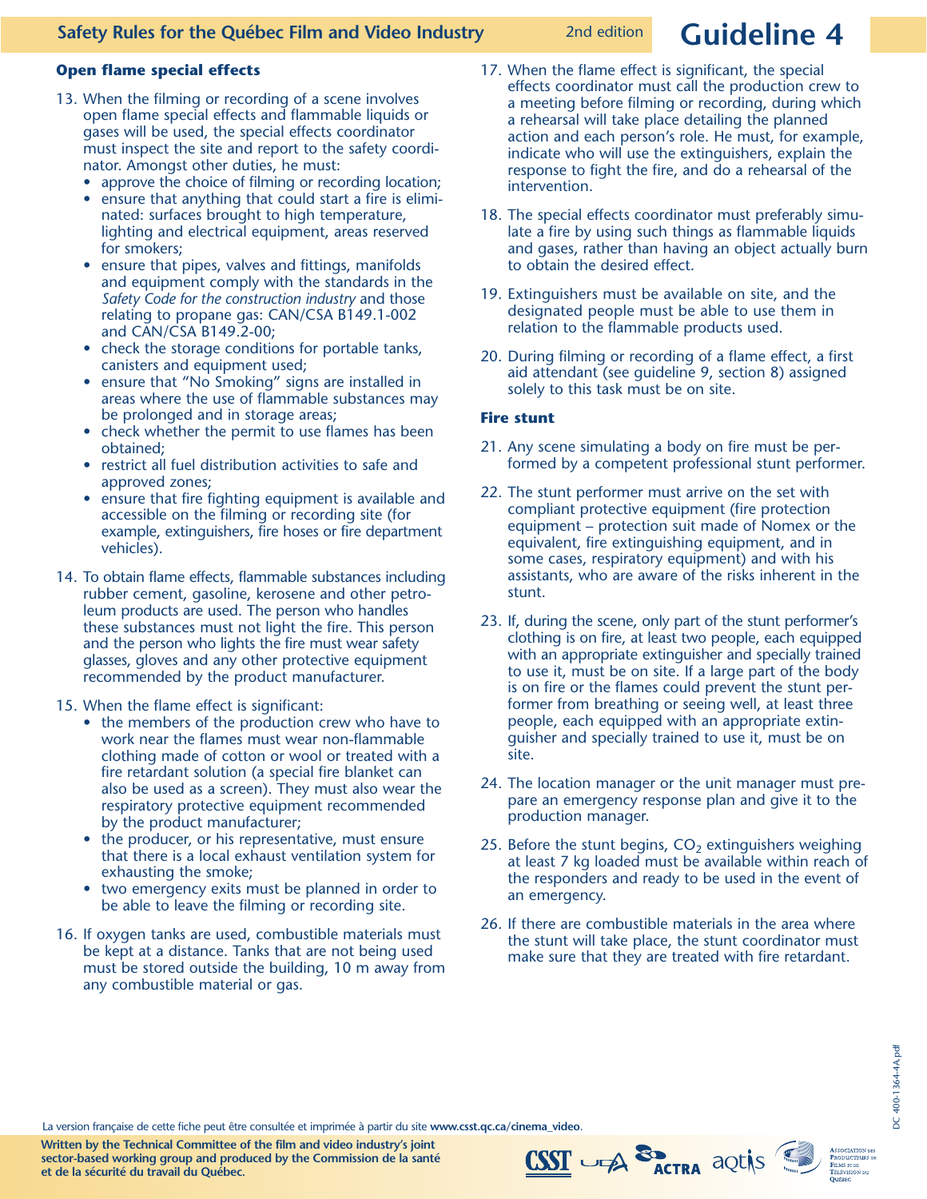### Open flame special effects

13. When the filming or recording of a scene involves open flame special effects and flammable liquids or gases will be used, the special effects coordinator must inspect the site and report to the safety coordinator. Amongst other duties, he must:
    - approve the choice of filming or recording location;
    - ensure that anything that could start a fire is eliminated: surfaces brought to high temperature, lighting and electrical equipment, areas reserved for smokers;
    - ensure that pipes, valves and fittings, manifolds and equipment comply with the standards in the *Safety Code for the construction industry* and those relating to propane gas: CAN/CSA B149.1-002 and CAN/CSA B149.2-00;
    - check the storage conditions for portable tanks, canisters and equipment used;
    - ensure that "No Smoking" signs are installed in areas where the use of flammable substances may be prolonged and in storage areas;
    - check whether the permit to use flames has been obtained;
    - restrict all fuel distribution activities to safe and approved zones;
    - ensure that fire fighting equipment is available and accessible on the filming or recording site (for example, extinguishers, fire hoses or fire department vehicles).

14. To obtain flame effects, flammable substances including rubber cement, gasoline, kerosene and other petroleum products are used. The person who handles these substances must not light the fire. This person and the person who lights the fire must wear safety glasses, gloves and any other protective equipment recommended by the product manufacturer.

15. When the flame effect is significant:
    - the members of the production crew who have to work near the flames must wear non-flammable clothing made of cotton or wool or treated with a fire retardant solution (a special fire blanket can also be used as a screen). They must also wear the respiratory protective equipment recommended by the product manufacturer;
    - the producer, or his representative, must ensure that there is a local exhaust ventilation system for exhausting the smoke;
    - two emergency exits must be planned in order to be able to leave the filming or recording site.

16. If oxygen tanks are used, combustible materials must be kept at a distance. Tanks that are not being used must be stored outside the building, 10 m away from any combustible material or gas.

17. When the flame effect is significant, the special effects coordinator must call the production crew to a meeting before filming or recording, during which a rehearsal will take place detailing the planned action and each person's role. He must, for example, indicate who will use the extinguishers, explain the response to fight the fire, and do a rehearsal of the intervention.

18. The special effects coordinator must preferably simulate a fire by using such things as flammable liquids and gases, rather than having an object actually burn to obtain the desired effect.

19. Extinguishers must be available on site, and the designated people must be able to use them in relation to the flammable products used.

20. During filming or recording of a flame effect, a first aid attendant (see guideline 9, section 8) assigned solely to this task must be on site.

### Fire stunt

21. Any scene simulating a body on fire must be performed by a competent professional stunt performer.

22. The stunt performer must arrive on the set with compliant protective equipment (fire protection equipment – protection suit made of Nomex or the equivalent, fire extinguishing equipment, and in some cases, respiratory equipment) and with his assistants, who are aware of the risks inherent in the stunt.

23. If, during the scene, only part of the stunt performer's clothing is on fire, at least two people, each equipped with an appropriate extinguisher and specially trained to use it, must be on site. If a large part of the body is on fire or the flames could prevent the stunt performer from breathing or seeing well, at least three people, each equipped with an appropriate extinguisher and specially trained to use it, must be on site.

24. The location manager or the unit manager must prepare an emergency response plan and give it to the production manager.

25. Before the stunt begins, $CO_2$ extinguishers weighing at least 7 kg loaded must be available within reach of the responders and ready to be used in the event of an emergency.

26. If there are combustible materials in the area where the stunt will take place, the stunt coordinator must make sure that they are treated with fire retardant.

La version française de cette fiche peut être consultée et imprimée à partir du site **www.csst.qc.ca/cinema_video**.

**Written by the Technical Committee of the film and video industry's joint sector-based working group and produced by the Commission de la santé et de la sécurité du travail du Québec.**

DC 400-1364-4A.pdf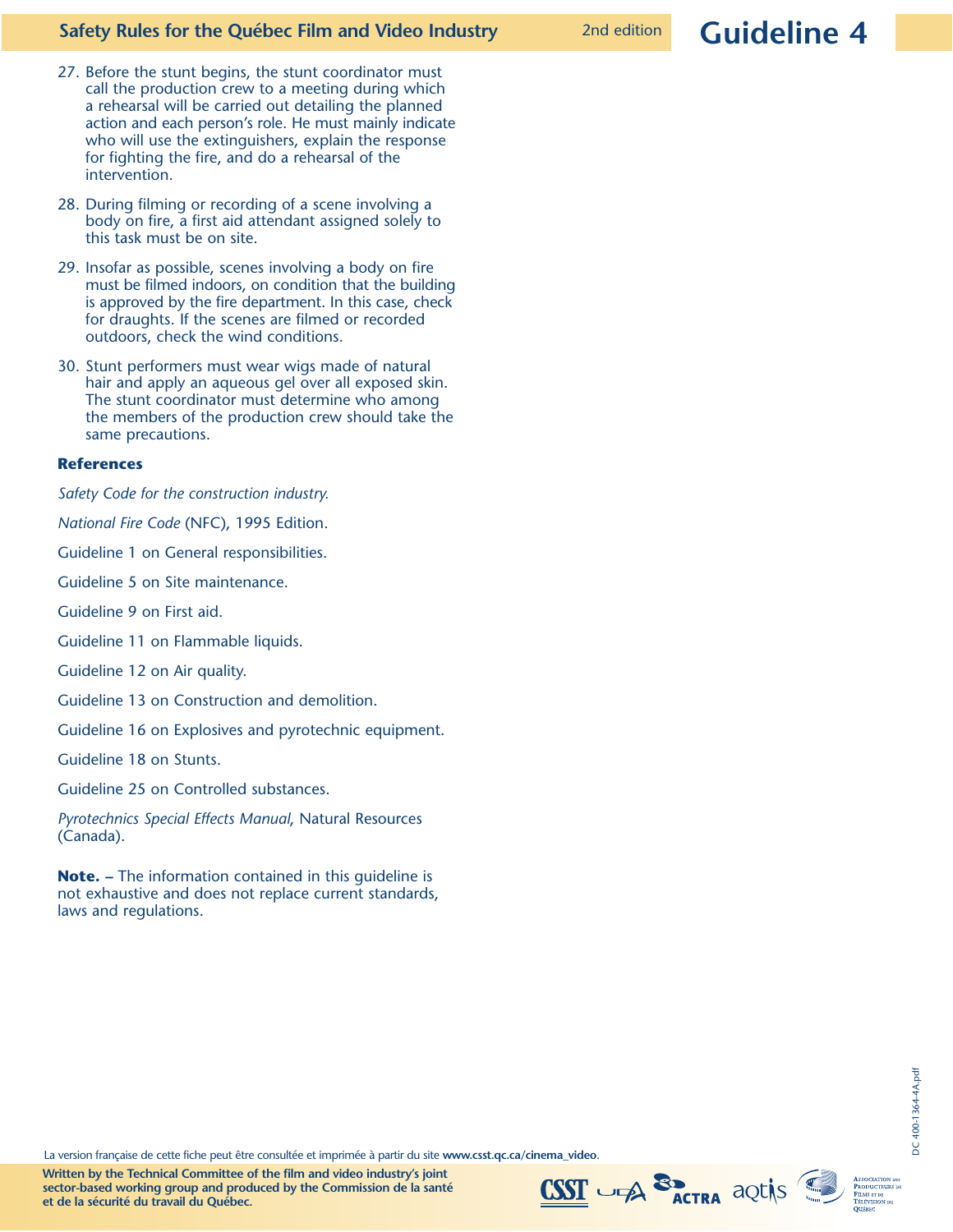27. Before the stunt begins, the stunt coordinator must call the production crew to a meeting during which a rehearsal will be carried out detailing the planned action and each person's role. He must mainly indicate who will use the extinguishers, explain the response for fighting the fire, and do a rehearsal of the intervention.

28. During filming or recording of a scene involving a body on fire, a first aid attendant assigned solely to this task must be on site.

29. Insofar as possible, scenes involving a body on fire must be filmed indoors, on condition that the building is approved by the fire department. In this case, check for draughts. If the scenes are filmed or recorded outdoors, check the wind conditions.

30. Stunt performers must wear wigs made of natural hair and apply an aqueous gel over all exposed skin. The stunt coordinator must determine who among the members of the production crew should take the same precautions.

**References**

*Safety Code for the construction industry.*

*National Fire Code* (NFC), 1995 Edition.

Guideline 1 on General responsibilities.

Guideline 5 on Site maintenance.

Guideline 9 on First aid.

Guideline 11 on Flammable liquids.

Guideline 12 on Air quality.

Guideline 13 on Construction and demolition.

Guideline 16 on Explosives and pyrotechnic equipment.

Guideline 18 on Stunts.

Guideline 25 on Controlled substances.

*Pyrotechnics Special Effects Manual*, Natural Resources (Canada).

**Note. –** The information contained in this guideline is not exhaustive and does not replace current standards, laws and regulations.

La version française de cette fiche peut être consultée et imprimée à partir du site **www.csst.qc.ca/cinema_video**.

**Written by the Technical Committee of the film and video industry's joint sector-based working group and produced by the Commission de la santé et de la sécurité du travail du Québec.**

DC 400-1364-4A.pdf